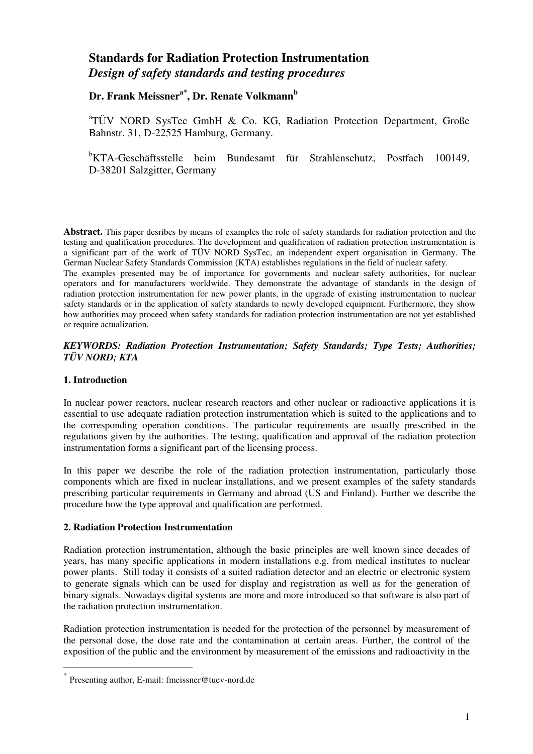# Standards for Radiation Protection Instrumentation

## *Design of safety standards and testing procedures*

**Dr. Frank Meissner[a*], Dr. Renate Volkmann[b]**

[a]TÜV NORD SysTec GmbH & Co. KG, Radiation Protection Department, Große Bahnstr. 31, D-22525 Hamburg, Germany.

[b]KTA-Geschäftsstelle beim Bundesamt für Strahlenschutz, Postfach 100149, D-38201 Salzgitter, Germany

**Abstract.** This paper desribes by means of examples the role of safety standards for radiation protection and the testing and qualification procedures. The development and qualification of radiation protection instrumentation is a significant part of the work of TÜV NORD SysTec, an independent expert organisation in Germany. The German Nuclear Safety Standards Commission (KTA) establishes regulations in the field of nuclear safety.
The examples presented may be of importance for governments and nuclear safety authorities, for nuclear operators and for manufacturers worldwide. They demonstrate the advantage of standards in the design of radiation protection instrumentation for new power plants, in the upgrade of existing instrumentation to nuclear safety standards or in the application of safety standards to newly developed equipment. Furthermore, they show how authorities may proceed when safety standards for radiation protection instrumentation are not yet established or require actualization.

***KEYWORDS: Radiation Protection Instrumentation; Safety Standards; Type Tests; Authorities; TÜV NORD; KTA***

### 1. Introduction

In nuclear power reactors, nuclear research reactors and other nuclear or radioactive applications it is essential to use adequate radiation protection instrumentation which is suited to the applications and to the corresponding operation conditions. The particular requirements are usually prescribed in the regulations given by the authorities. The testing, qualification and approval of the radiation protection instrumentation forms a significant part of the licensing process.

In this paper we describe the role of the radiation protection instrumentation, particularly those components which are fixed in nuclear installations, and we present examples of the safety standards prescribing particular requirements in Germany and abroad (US and Finland). Further we describe the procedure how the type approval and qualification are performed.

### 2. Radiation Protection Instrumentation

Radiation protection instrumentation, although the basic principles are well known since decades of years, has many specific applications in modern installations e.g. from medical institutes to nuclear power plants. Still today it consists of a suited radiation detector and an electric or electronic system to generate signals which can be used for display and registration as well as for the generation of binary signals. Nowadays digital systems are more and more introduced so that software is also part of the radiation protection instrumentation.

Radiation protection instrumentation is needed for the protection of the personnel by measurement of the personal dose, the dose rate and the contamination at certain areas. Further, the control of the exposition of the public and the environment by measurement of the emissions and radioactivity in the

[*] Presenting author, E-mail: fmeissner@tuev-nord.de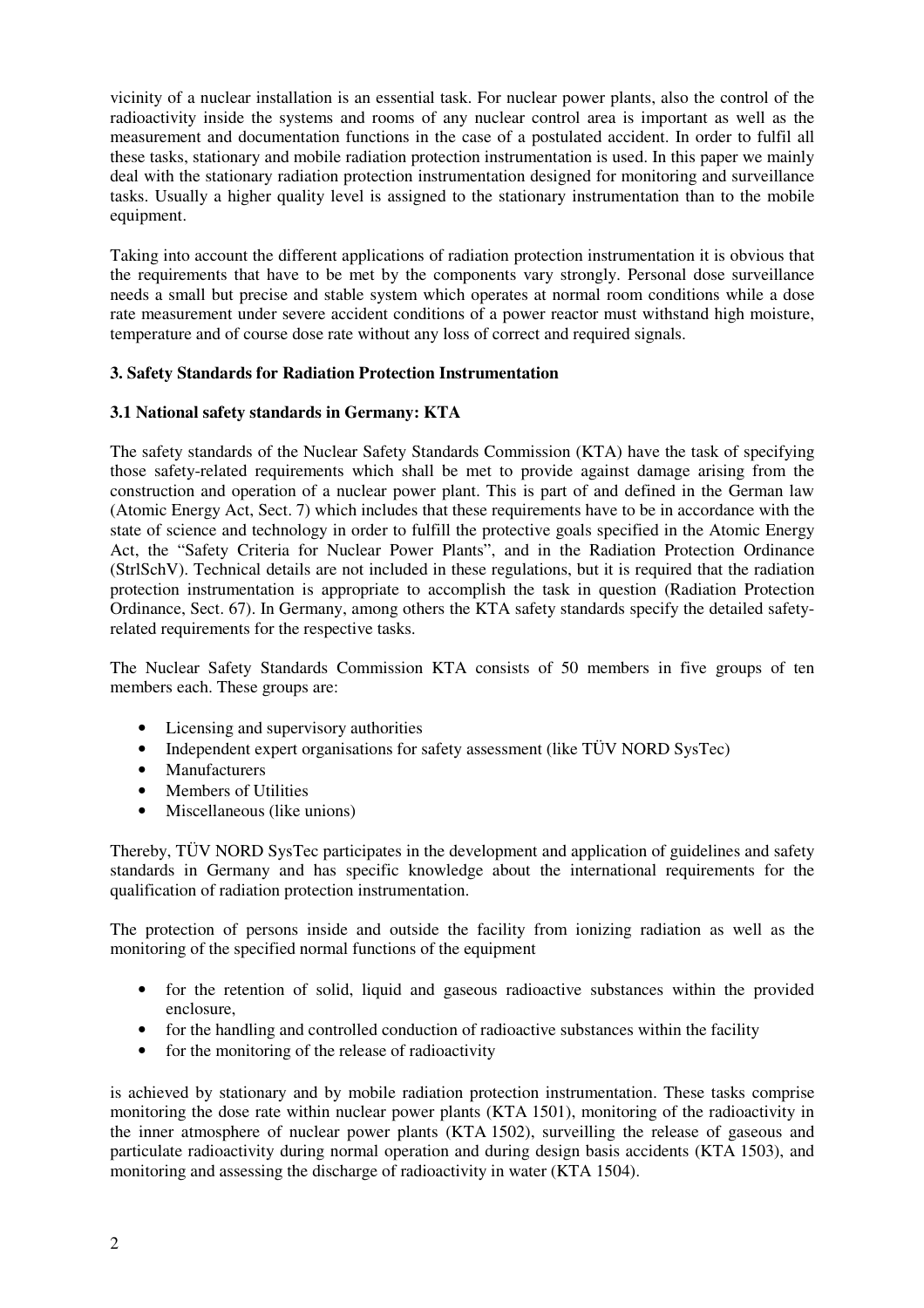vicinity of a nuclear installation is an essential task. For nuclear power plants, also the control of the radioactivity inside the systems and rooms of any nuclear control area is important as well as the measurement and documentation functions in the case of a postulated accident. In order to fulfil all these tasks, stationary and mobile radiation protection instrumentation is used. In this paper we mainly deal with the stationary radiation protection instrumentation designed for monitoring and surveillance tasks. Usually a higher quality level is assigned to the stationary instrumentation than to the mobile equipment.

Taking into account the different applications of radiation protection instrumentation it is obvious that the requirements that have to be met by the components vary strongly. Personal dose surveillance needs a small but precise and stable system which operates at normal room conditions while a dose rate measurement under severe accident conditions of a power reactor must withstand high moisture, temperature and of course dose rate without any loss of correct and required signals.

## 3. Safety Standards for Radiation Protection Instrumentation

### 3.1 National safety standards in Germany: KTA

The safety standards of the Nuclear Safety Standards Commission (KTA) have the task of specifying those safety-related requirements which shall be met to provide against damage arising from the construction and operation of a nuclear power plant. This is part of and defined in the German law (Atomic Energy Act, Sect. 7) which includes that these requirements have to be in accordance with the state of science and technology in order to fulfill the protective goals specified in the Atomic Energy Act, the "Safety Criteria for Nuclear Power Plants", and in the Radiation Protection Ordinance (StrlSchV). Technical details are not included in these regulations, but it is required that the radiation protection instrumentation is appropriate to accomplish the task in question (Radiation Protection Ordinance, Sect. 67). In Germany, among others the KTA safety standards specify the detailed safety-related requirements for the respective tasks.

The Nuclear Safety Standards Commission KTA consists of 50 members in five groups of ten members each. These groups are:

- Licensing and supervisory authorities
- Independent expert organisations for safety assessment (like TÜV NORD SysTec)
- Manufacturers
- Members of Utilities
- Miscellaneous (like unions)

Thereby, TÜV NORD SysTec participates in the development and application of guidelines and safety standards in Germany and has specific knowledge about the international requirements for the qualification of radiation protection instrumentation.

The protection of persons inside and outside the facility from ionizing radiation as well as the monitoring of the specified normal functions of the equipment

- for the retention of solid, liquid and gaseous radioactive substances within the provided enclosure,
- for the handling and controlled conduction of radioactive substances within the facility
- for the monitoring of the release of radioactivity

is achieved by stationary and by mobile radiation protection instrumentation. These tasks comprise monitoring the dose rate within nuclear power plants (KTA 1501), monitoring of the radioactivity in the inner atmosphere of nuclear power plants (KTA 1502), surveilling the release of gaseous and particulate radioactivity during normal operation and during design basis accidents (KTA 1503), and monitoring and assessing the discharge of radioactivity in water (KTA 1504).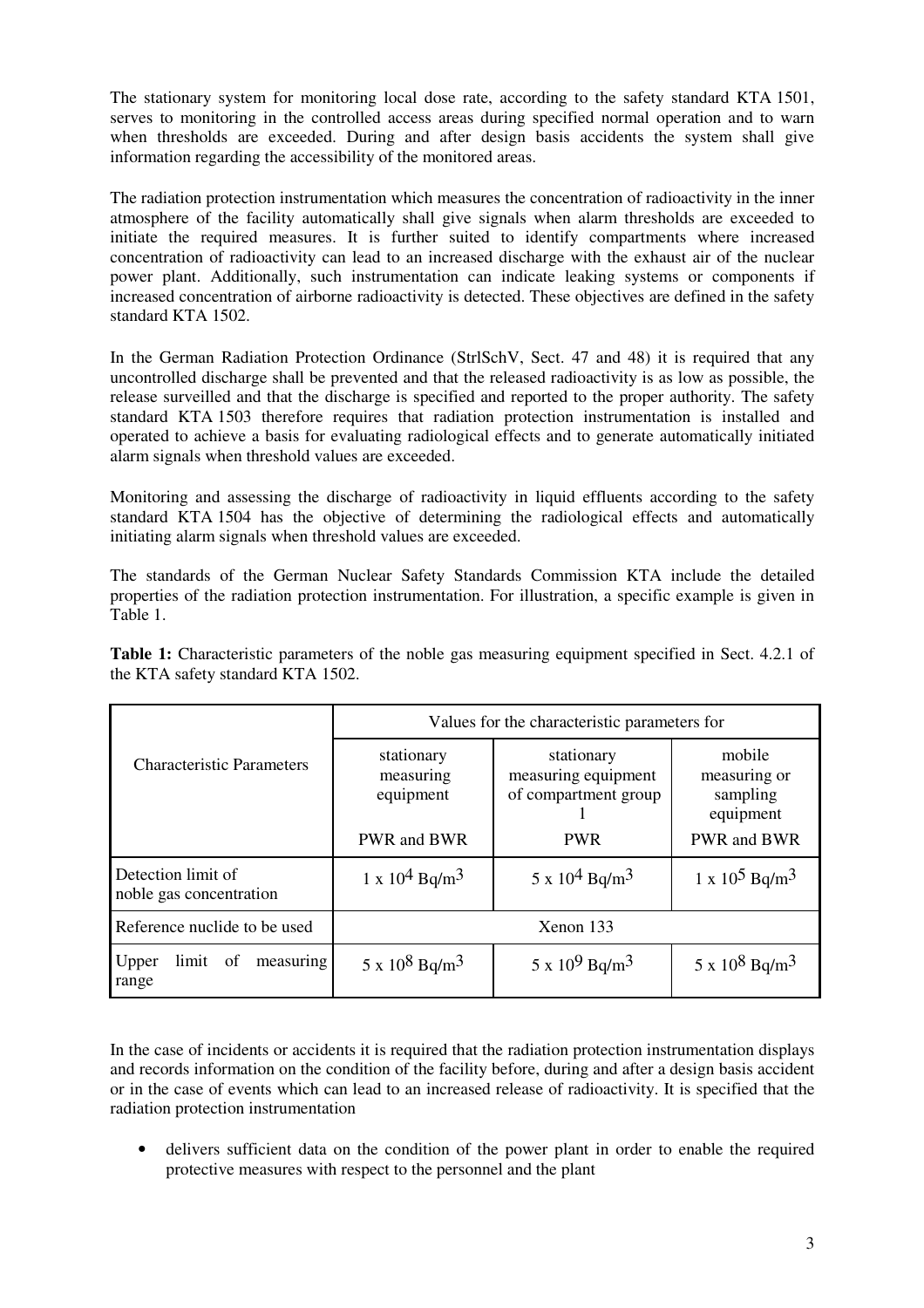The stationary system for monitoring local dose rate, according to the safety standard KTA 1501, serves to monitoring in the controlled access areas during specified normal operation and to warn when thresholds are exceeded. During and after design basis accidents the system shall give information regarding the accessibility of the monitored areas.

The radiation protection instrumentation which measures the concentration of radioactivity in the inner atmosphere of the facility automatically shall give signals when alarm thresholds are exceeded to initiate the required measures. It is further suited to identify compartments where increased concentration of radioactivity can lead to an increased discharge with the exhaust air of the nuclear power plant. Additionally, such instrumentation can indicate leaking systems or components if increased concentration of airborne radioactivity is detected. These objectives are defined in the safety standard KTA 1502.

In the German Radiation Protection Ordinance (StrlSchV, Sect. 47 and 48) it is required that any uncontrolled discharge shall be prevented and that the released radioactivity is as low as possible, the release surveilled and that the discharge is specified and reported to the proper authority. The safety standard KTA 1503 therefore requires that radiation protection instrumentation is installed and operated to achieve a basis for evaluating radiological effects and to generate automatically initiated alarm signals when threshold values are exceeded.

Monitoring and assessing the discharge of radioactivity in liquid effluents according to the safety standard KTA 1504 has the objective of determining the radiological effects and automatically initiating alarm signals when threshold values are exceeded.

The standards of the German Nuclear Safety Standards Commission KTA include the detailed properties of the radiation protection instrumentation. For illustration, a specific example is given in Table 1.

**Table 1:** Characteristic parameters of the noble gas measuring equipment specified in Sect. 4.2.1 of the KTA safety standard KTA 1502.

| Characteristic Parameters | Values for the characteristic parameters for | | |
|---|---|---|---|
| | stationary measuring equipment<br>PWR and BWR | stationary measuring equipment of compartment group 1<br>PWR | mobile measuring or sampling equipment<br>PWR and BWR |
| Detection limit of noble gas concentration | $1 \times 10^4$ Bq/m$^3$ | $5 \times 10^4$ Bq/m$^3$ | $1 \times 10^5$ Bq/m$^3$ |
| Reference nuclide to be used | Xenon 133 | | |
| Upper limit of measuring range | $5 \times 10^8$ Bq/m$^3$ | $5 \times 10^9$ Bq/m$^3$ | $5 \times 10^8$ Bq/m$^3$ |

In the case of incidents or accidents it is required that the radiation protection instrumentation displays and records information on the condition of the facility before, during and after a design basis accident or in the case of events which can lead to an increased release of radioactivity. It is specified that the radiation protection instrumentation

- delivers sufficient data on the condition of the power plant in order to enable the required protective measures with respect to the personnel and the plant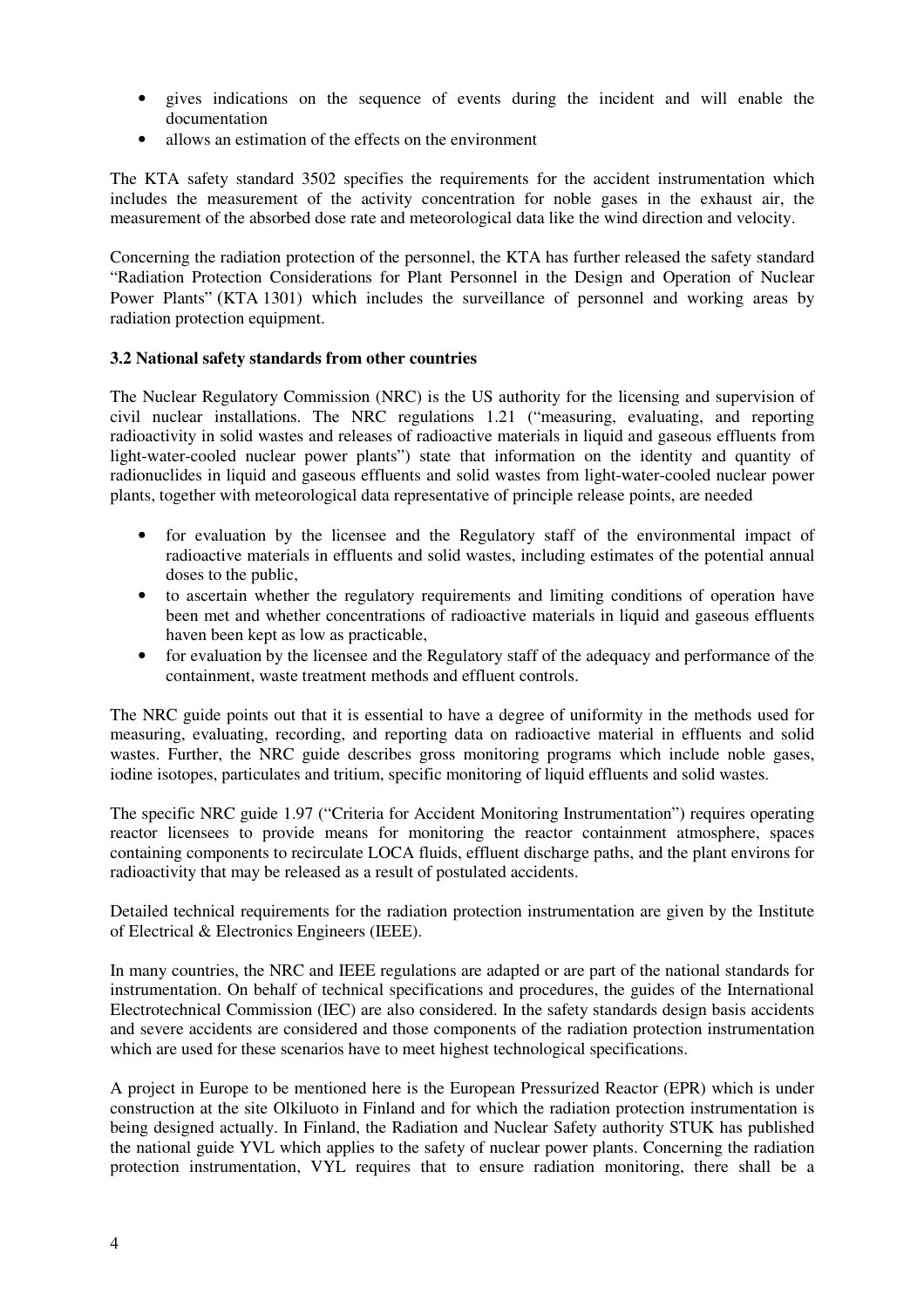- gives indications on the sequence of events during the incident and will enable the documentation
- allows an estimation of the effects on the environment

The KTA safety standard 3502 specifies the requirements for the accident instrumentation which includes the measurement of the activity concentration for noble gases in the exhaust air, the measurement of the absorbed dose rate and meteorological data like the wind direction and velocity.

Concerning the radiation protection of the personnel, the KTA has further released the safety standard "Radiation Protection Considerations for Plant Personnel in the Design and Operation of Nuclear Power Plants" (KTA 1301) which includes the surveillance of personnel and working areas by radiation protection equipment.

### 3.2 National safety standards from other countries

The Nuclear Regulatory Commission (NRC) is the US authority for the licensing and supervision of civil nuclear installations. The NRC regulations 1.21 ("measuring, evaluating, and reporting radioactivity in solid wastes and releases of radioactive materials in liquid and gaseous effluents from light-water-cooled nuclear power plants") state that information on the identity and quantity of radionuclides in liquid and gaseous effluents and solid wastes from light-water-cooled nuclear power plants, together with meteorological data representative of principle release points, are needed

- for evaluation by the licensee and the Regulatory staff of the environmental impact of radioactive materials in effluents and solid wastes, including estimates of the potential annual doses to the public,
- to ascertain whether the regulatory requirements and limiting conditions of operation have been met and whether concentrations of radioactive materials in liquid and gaseous effluents haven been kept as low as practicable,
- for evaluation by the licensee and the Regulatory staff of the adequacy and performance of the containment, waste treatment methods and effluent controls.

The NRC guide points out that it is essential to have a degree of uniformity in the methods used for measuring, evaluating, recording, and reporting data on radioactive material in effluents and solid wastes. Further, the NRC guide describes gross monitoring programs which include noble gases, iodine isotopes, particulates and tritium, specific monitoring of liquid effluents and solid wastes.

The specific NRC guide 1.97 ("Criteria for Accident Monitoring Instrumentation") requires operating reactor licensees to provide means for monitoring the reactor containment atmosphere, spaces containing components to recirculate LOCA fluids, effluent discharge paths, and the plant environs for radioactivity that may be released as a result of postulated accidents.

Detailed technical requirements for the radiation protection instrumentation are given by the Institute of Electrical & Electronics Engineers (IEEE).

In many countries, the NRC and IEEE regulations are adapted or are part of the national standards for instrumentation. On behalf of technical specifications and procedures, the guides of the International Electrotechnical Commission (IEC) are also considered. In the safety standards design basis accidents and severe accidents are considered and those components of the radiation protection instrumentation which are used for these scenarios have to meet highest technological specifications.

A project in Europe to be mentioned here is the European Pressurized Reactor (EPR) which is under construction at the site Olkiluoto in Finland and for which the radiation protection instrumentation is being designed actually. In Finland, the Radiation and Nuclear Safety authority STUK has published the national guide YVL which applies to the safety of nuclear power plants. Concerning the radiation protection instrumentation, VYL requires that to ensure radiation monitoring, there shall be a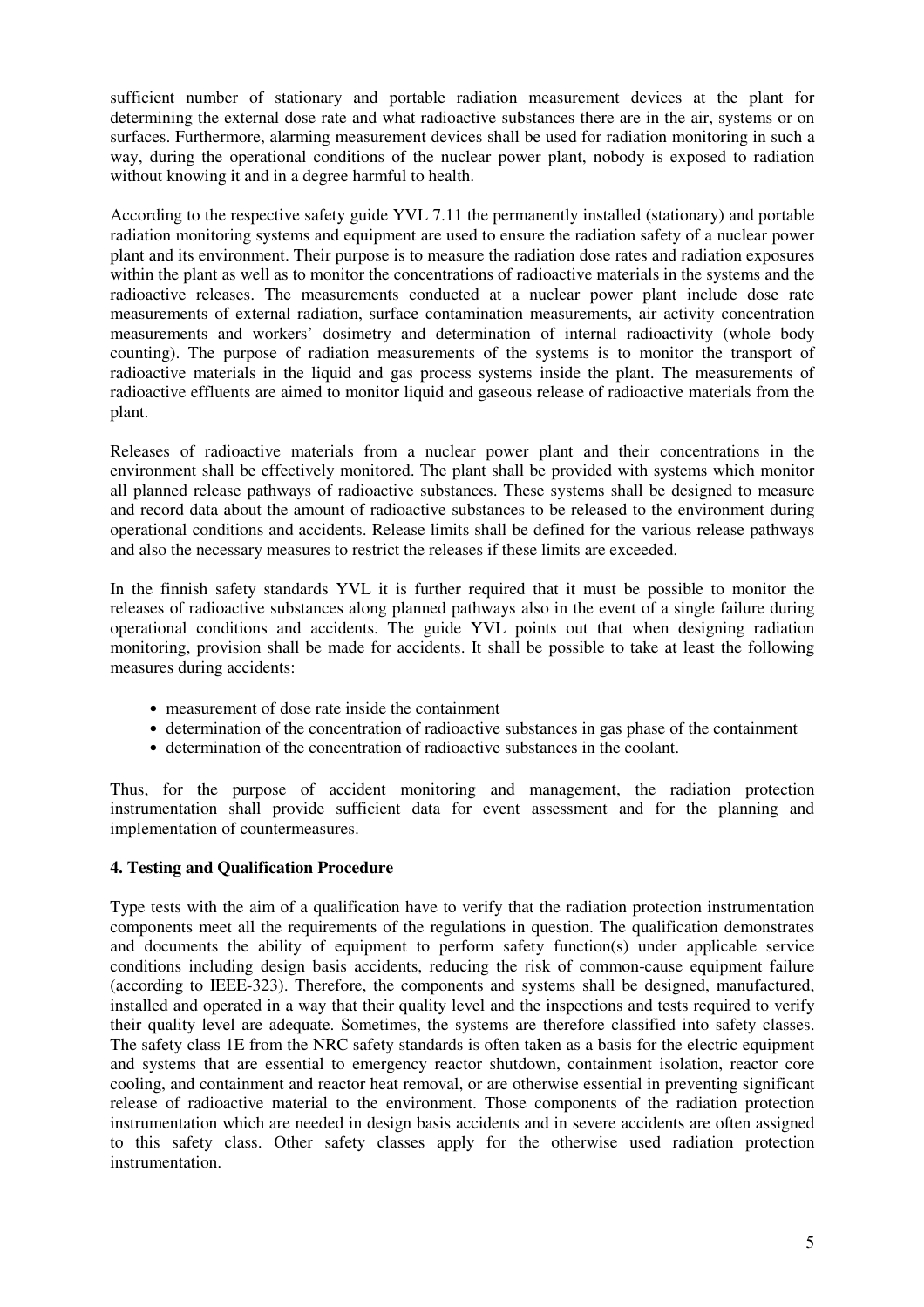sufficient number of stationary and portable radiation measurement devices at the plant for determining the external dose rate and what radioactive substances there are in the air, systems or on surfaces. Furthermore, alarming measurement devices shall be used for radiation monitoring in such a way, during the operational conditions of the nuclear power plant, nobody is exposed to radiation without knowing it and in a degree harmful to health.

According to the respective safety guide YVL 7.11 the permanently installed (stationary) and portable radiation monitoring systems and equipment are used to ensure the radiation safety of a nuclear power plant and its environment. Their purpose is to measure the radiation dose rates and radiation exposures within the plant as well as to monitor the concentrations of radioactive materials in the systems and the radioactive releases. The measurements conducted at a nuclear power plant include dose rate measurements of external radiation, surface contamination measurements, air activity concentration measurements and workers' dosimetry and determination of internal radioactivity (whole body counting). The purpose of radiation measurements of the systems is to monitor the transport of radioactive materials in the liquid and gas process systems inside the plant. The measurements of radioactive effluents are aimed to monitor liquid and gaseous release of radioactive materials from the plant.

Releases of radioactive materials from a nuclear power plant and their concentrations in the environment shall be effectively monitored. The plant shall be provided with systems which monitor all planned release pathways of radioactive substances. These systems shall be designed to measure and record data about the amount of radioactive substances to be released to the environment during operational conditions and accidents. Release limits shall be defined for the various release pathways and also the necessary measures to restrict the releases if these limits are exceeded.

In the finnish safety standards YVL it is further required that it must be possible to monitor the releases of radioactive substances along planned pathways also in the event of a single failure during operational conditions and accidents. The guide YVL points out that when designing radiation monitoring, provision shall be made for accidents. It shall be possible to take at least the following measures during accidents:

- measurement of dose rate inside the containment
- determination of the concentration of radioactive substances in gas phase of the containment
- determination of the concentration of radioactive substances in the coolant.

Thus, for the purpose of accident monitoring and management, the radiation protection instrumentation shall provide sufficient data for event assessment and for the planning and implementation of countermeasures.

## 4. Testing and Qualification Procedure

Type tests with the aim of a qualification have to verify that the radiation protection instrumentation components meet all the requirements of the regulations in question. The qualification demonstrates and documents the ability of equipment to perform safety function(s) under applicable service conditions including design basis accidents, reducing the risk of common-cause equipment failure (according to IEEE-323). Therefore, the components and systems shall be designed, manufactured, installed and operated in a way that their quality level and the inspections and tests required to verify their quality level are adequate. Sometimes, the systems are therefore classified into safety classes. The safety class 1E from the NRC safety standards is often taken as a basis for the electric equipment and systems that are essential to emergency reactor shutdown, containment isolation, reactor core cooling, and containment and reactor heat removal, or are otherwise essential in preventing significant release of radioactive material to the environment. Those components of the radiation protection instrumentation which are needed in design basis accidents and in severe accidents are often assigned to this safety class. Other safety classes apply for the otherwise used radiation protection instrumentation.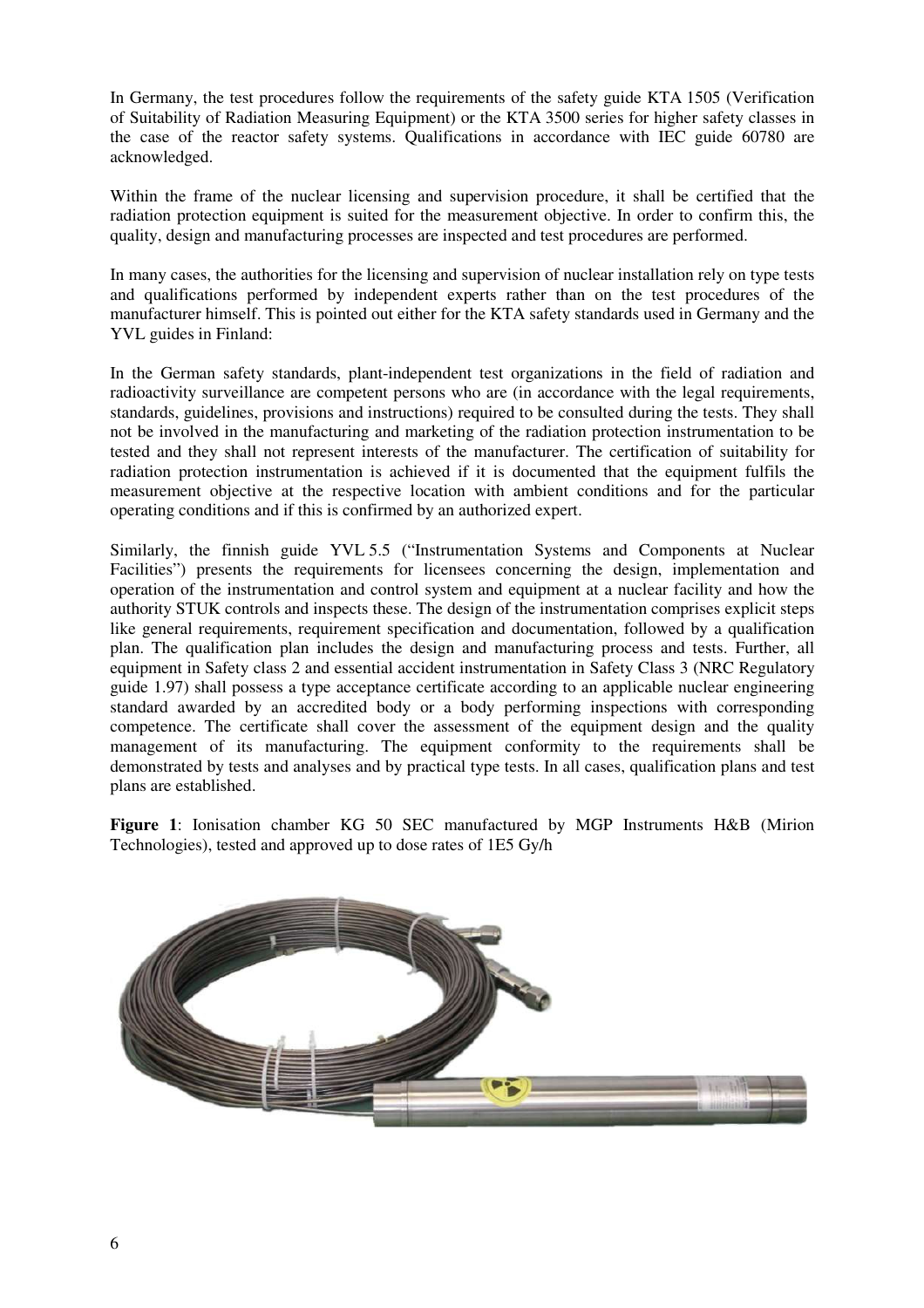In Germany, the test procedures follow the requirements of the safety guide KTA 1505 (Verification of Suitability of Radiation Measuring Equipment) or the KTA 3500 series for higher safety classes in the case of the reactor safety systems. Qualifications in accordance with IEC guide 60780 are acknowledged.

Within the frame of the nuclear licensing and supervision procedure, it shall be certified that the radiation protection equipment is suited for the measurement objective. In order to confirm this, the quality, design and manufacturing processes are inspected and test procedures are performed.

In many cases, the authorities for the licensing and supervision of nuclear installation rely on type tests and qualifications performed by independent experts rather than on the test procedures of the manufacturer himself. This is pointed out either for the KTA safety standards used in Germany and the YVL guides in Finland:

In the German safety standards, plant-independent test organizations in the field of radiation and radioactivity surveillance are competent persons who are (in accordance with the legal requirements, standards, guidelines, provisions and instructions) required to be consulted during the tests. They shall not be involved in the manufacturing and marketing of the radiation protection instrumentation to be tested and they shall not represent interests of the manufacturer. The certification of suitability for radiation protection instrumentation is achieved if it is documented that the equipment fulfils the measurement objective at the respective location with ambient conditions and for the particular operating conditions and if this is confirmed by an authorized expert.

Similarly, the finnish guide YVL 5.5 ("Instrumentation Systems and Components at Nuclear Facilities") presents the requirements for licensees concerning the design, implementation and operation of the instrumentation and control system and equipment at a nuclear facility and how the authority STUK controls and inspects these. The design of the instrumentation comprises explicit steps like general requirements, requirement specification and documentation, followed by a qualification plan. The qualification plan includes the design and manufacturing process and tests. Further, all equipment in Safety class 2 and essential accident instrumentation in Safety Class 3 (NRC Regulatory guide 1.97) shall possess a type acceptance certificate according to an applicable nuclear engineering standard awarded by an accredited body or a body performing inspections with corresponding competence. The certificate shall cover the assessment of the equipment design and the quality management of its manufacturing. The equipment conformity to the requirements shall be demonstrated by tests and analyses and by practical type tests. In all cases, qualification plans and test plans are established.

**Figure 1**: Ionisation chamber KG 50 SEC manufactured by MGP Instruments H&B (Mirion Technologies), tested and approved up to dose rates of 1E5 Gy/h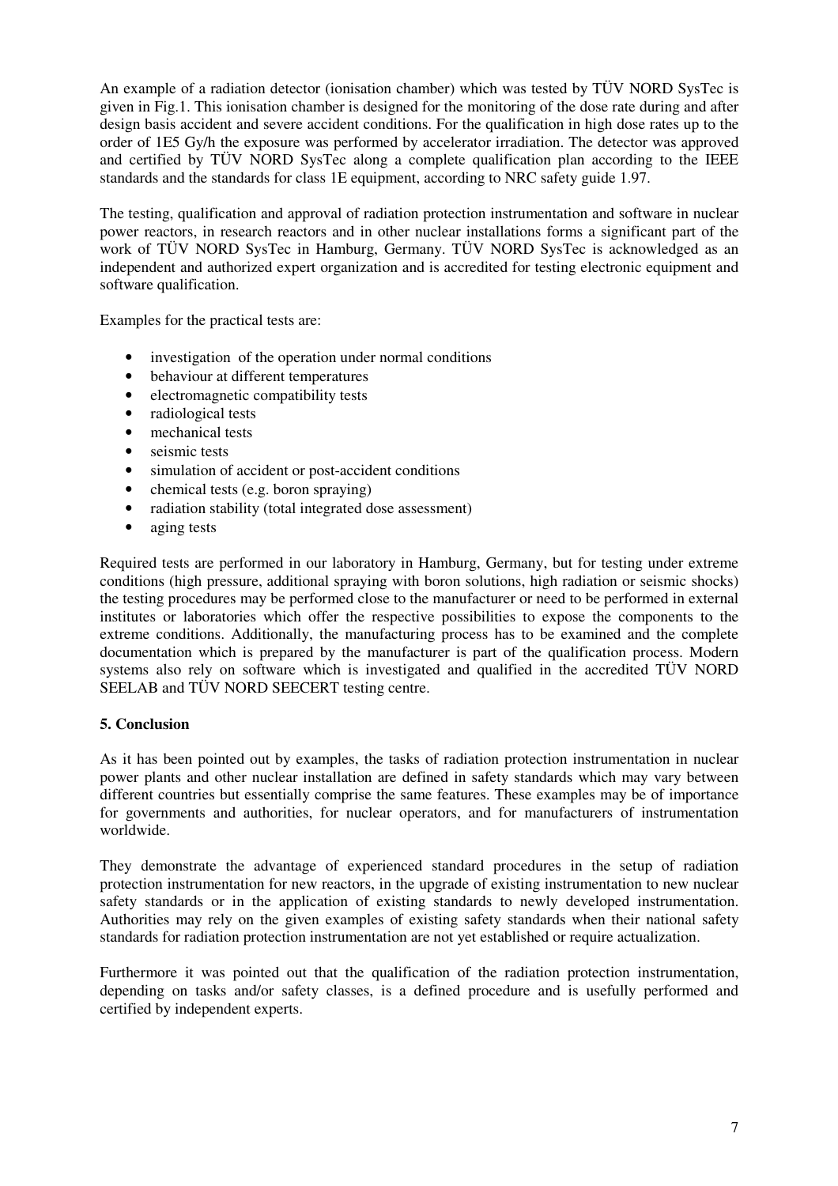An example of a radiation detector (ionisation chamber) which was tested by TÜV NORD SysTec is given in Fig.1. This ionisation chamber is designed for the monitoring of the dose rate during and after design basis accident and severe accident conditions. For the qualification in high dose rates up to the order of 1E5 Gy/h the exposure was performed by accelerator irradiation. The detector was approved and certified by TÜV NORD SysTec along a complete qualification plan according to the IEEE standards and the standards for class 1E equipment, according to NRC safety guide 1.97.

The testing, qualification and approval of radiation protection instrumentation and software in nuclear power reactors, in research reactors and in other nuclear installations forms a significant part of the work of TÜV NORD SysTec in Hamburg, Germany. TÜV NORD SysTec is acknowledged as an independent and authorized expert organization and is accredited for testing electronic equipment and software qualification.

Examples for the practical tests are:

- investigation of the operation under normal conditions
- behaviour at different temperatures
- electromagnetic compatibility tests
- radiological tests
- mechanical tests
- seismic tests
- simulation of accident or post-accident conditions
- chemical tests (e.g. boron spraying)
- radiation stability (total integrated dose assessment)
- aging tests

Required tests are performed in our laboratory in Hamburg, Germany, but for testing under extreme conditions (high pressure, additional spraying with boron solutions, high radiation or seismic shocks) the testing procedures may be performed close to the manufacturer or need to be performed in external institutes or laboratories which offer the respective possibilities to expose the components to the extreme conditions. Additionally, the manufacturing process has to be examined and the complete documentation which is prepared by the manufacturer is part of the qualification process. Modern systems also rely on software which is investigated and qualified in the accredited TÜV NORD SEELAB and TÜV NORD SEECERT testing centre.

## 5. Conclusion

As it has been pointed out by examples, the tasks of radiation protection instrumentation in nuclear power plants and other nuclear installation are defined in safety standards which may vary between different countries but essentially comprise the same features. These examples may be of importance for governments and authorities, for nuclear operators, and for manufacturers of instrumentation worldwide.

They demonstrate the advantage of experienced standard procedures in the setup of radiation protection instrumentation for new reactors, in the upgrade of existing instrumentation to new nuclear safety standards or in the application of existing standards to newly developed instrumentation. Authorities may rely on the given examples of existing safety standards when their national safety standards for radiation protection instrumentation are not yet established or require actualization.

Furthermore it was pointed out that the qualification of the radiation protection instrumentation, depending on tasks and/or safety classes, is a defined procedure and is usefully performed and certified by independent experts.